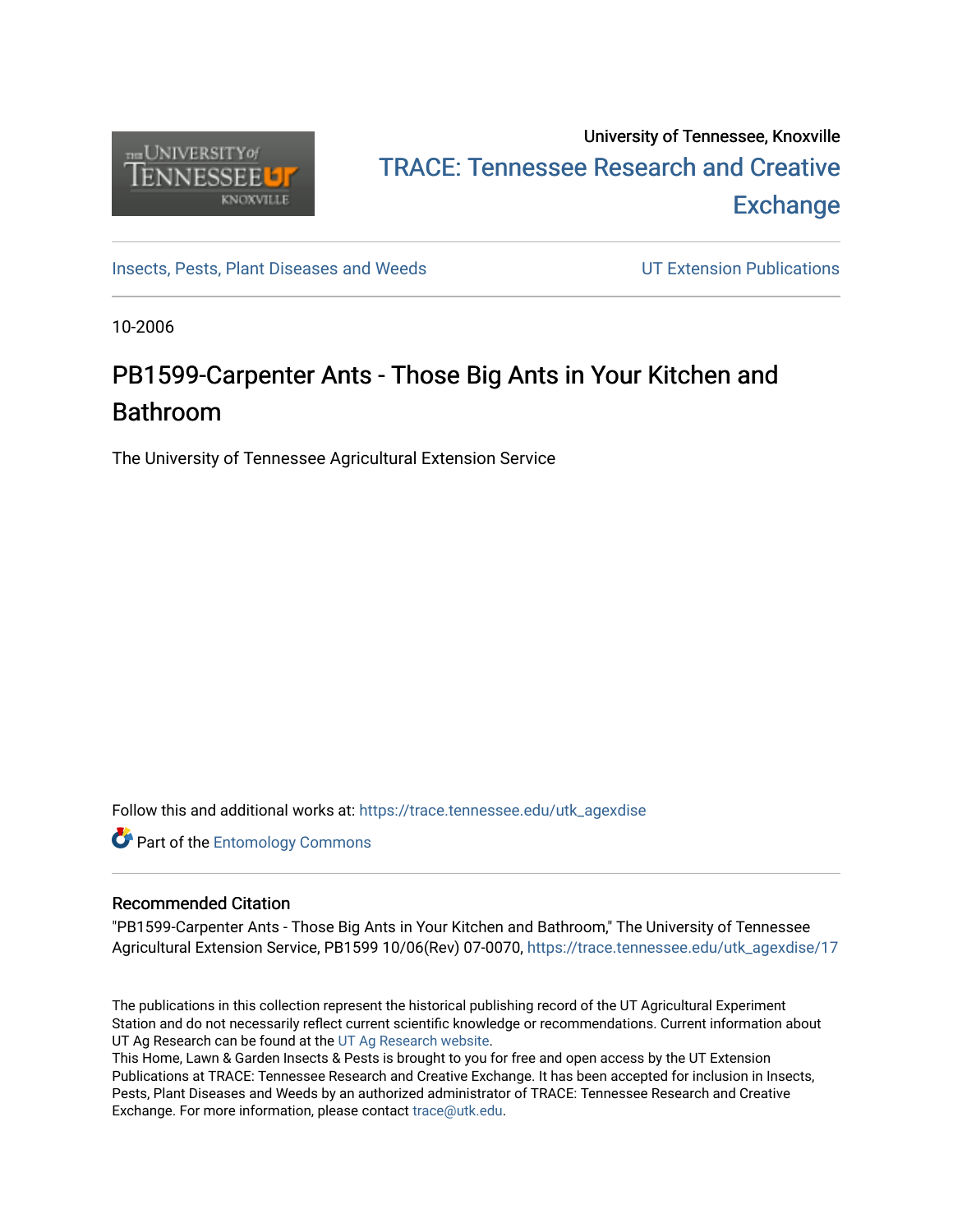University of Tennessee, Knoxville

TRACE: Tennessee Research and Creative Exchange

Insects, Pests, Plant Diseases and Weeds

UT Extension Publications

10-2006

# PB1599-Carpenter Ants - Those Big Ants in Your Kitchen and Bathroom

The University of Tennessee Agricultural Extension Service

Follow this and additional works at: https://trace.tennessee.edu/utk_agexdise

Part of the Entomology Commons

## Recommended Citation

"PB1599-Carpenter Ants - Those Big Ants in Your Kitchen and Bathroom," The University of Tennessee Agricultural Extension Service, PB1599 10/06(Rev) 07-0070, https://trace.tennessee.edu/utk_agexdise/17

The publications in this collection represent the historical publishing record of the UT Agricultural Experiment Station and do not necessarily reflect current scientific knowledge or recommendations. Current information about UT Ag Research can be found at the UT Ag Research website.

This Home, Lawn & Garden Insects & Pests is brought to you for free and open access by the UT Extension Publications at TRACE: Tennessee Research and Creative Exchange. It has been accepted for inclusion in Insects, Pests, Plant Diseases and Weeds by an authorized administrator of TRACE: Tennessee Research and Creative Exchange. For more information, please contact trace@utk.edu.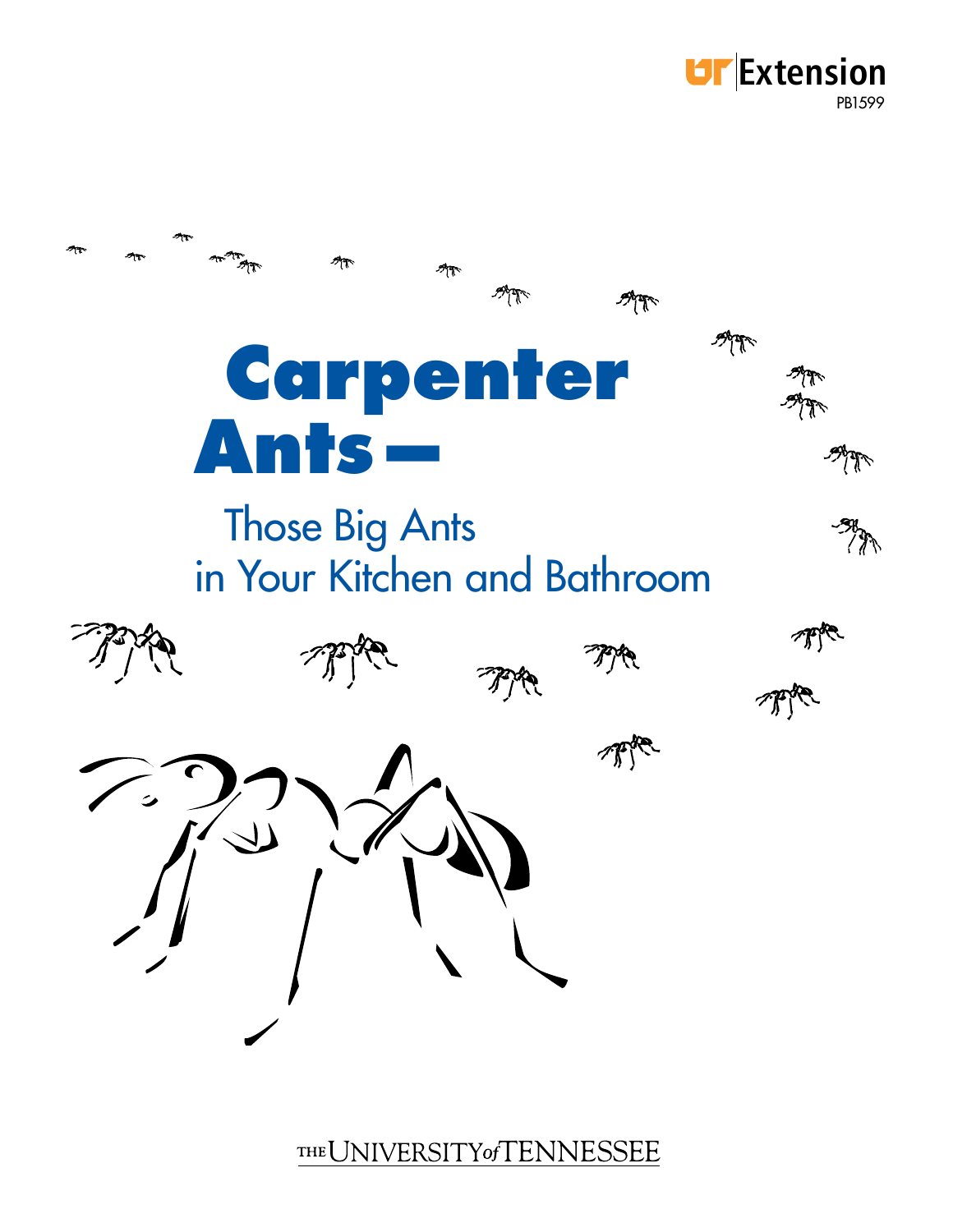UT Extension

PB1599

# Carpenter Ants—

## Those Big Ants in Your Kitchen and Bathroom

THE UNIVERSITY of TENNESSEE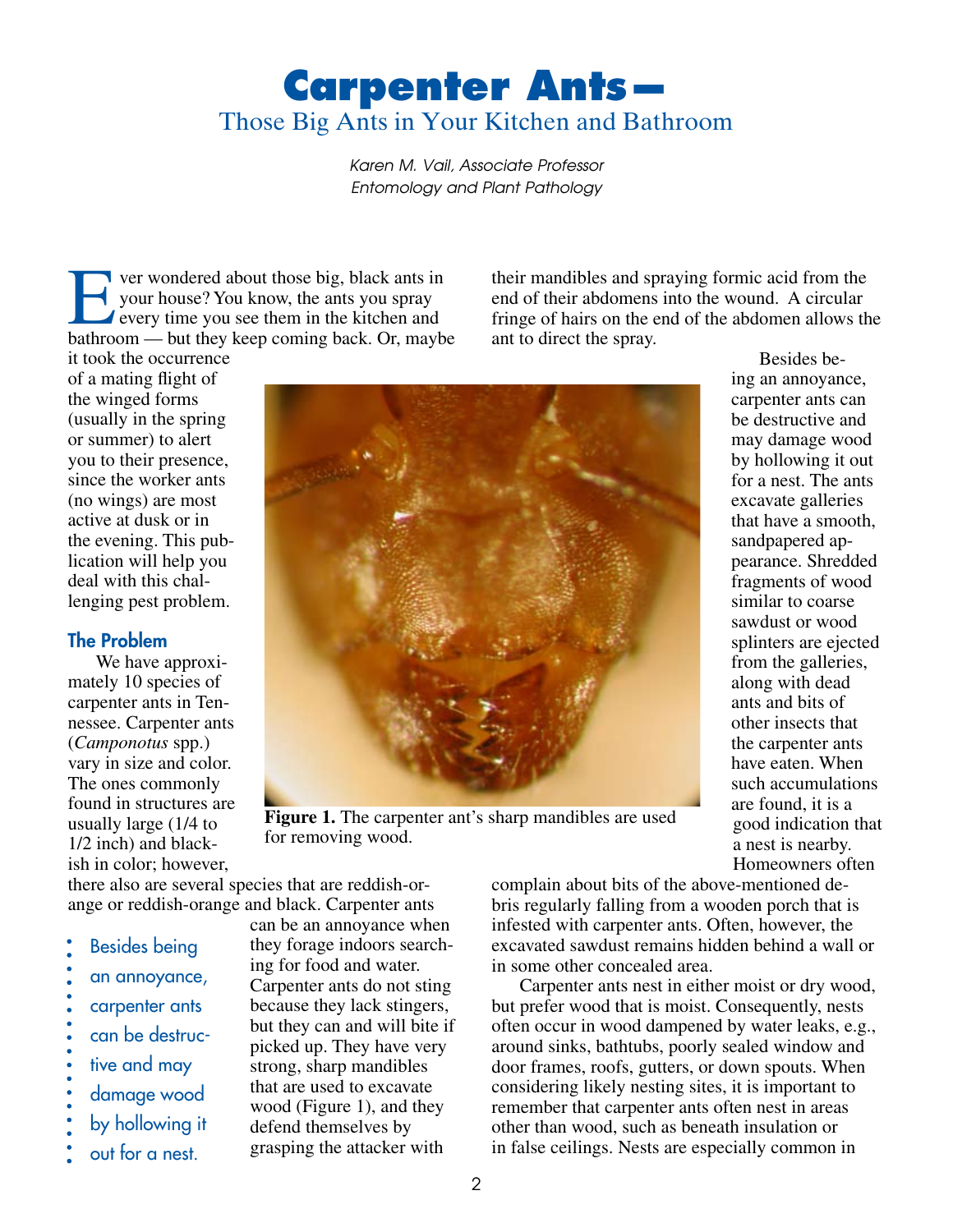# Carpenter Ants—

## Those Big Ants in Your Kitchen and Bathroom

*Karen M. Vail, Associate Professor*
*Entomology and Plant Pathology*

Ever wondered about those big, black ants in your house? You know, the ants you spray every time you see them in the kitchen and bathroom — but they keep coming back. Or, maybe it took the occurrence of a mating flight of the winged forms (usually in the spring or summer) to alert you to their presence, since the worker ants (no wings) are most active at dusk or in the evening. This publication will help you deal with this challenging pest problem.

### The Problem

We have approximately 10 species of carpenter ants in Tennessee. Carpenter ants (*Camponotus* spp.) vary in size and color. The ones commonly found in structures are usually large (1/4 to 1/2 inch) and blackish in color; however, there also are several species that are reddish-orange or reddish-orange and black. Carpenter ants can be an annoyance when they forage indoors searching for food and water. Carpenter ants do not sting because they lack stingers, but they can and will bite if picked up. They have very strong, sharp mandibles that are used to excavate wood (Figure 1), and they defend themselves by grasping the attacker with their mandibles and spraying formic acid from the end of their abdomens into the wound. A circular fringe of hairs on the end of the abdomen allows the ant to direct the spray.

**Figure 1.** The carpenter ant's sharp mandibles are used for removing wood.

> Besides being an annoyance, carpenter ants can be destructive and may damage wood by hollowing it out for a nest.

Besides being an annoyance, carpenter ants can be destructive and may damage wood by hollowing it out for a nest. The ants excavate galleries that have a smooth, sandpapered appearance. Shredded fragments of wood similar to coarse sawdust or wood splinters are ejected from the galleries, along with dead ants and bits of other insects that the carpenter ants have eaten. When such accumulations are found, it is a good indication that a nest is nearby. Homeowners often complain about bits of the above-mentioned debris regularly falling from a wooden porch that is infested with carpenter ants. Often, however, the excavated sawdust remains hidden behind a wall or in some other concealed area.

Carpenter ants nest in either moist or dry wood, but prefer wood that is moist. Consequently, nests often occur in wood dampened by water leaks, e.g., around sinks, bathtubs, poorly sealed window and door frames, roofs, gutters, or down spouts. When considering likely nesting sites, it is important to remember that carpenter ants often nest in areas other than wood, such as beneath insulation or in false ceilings. Nests are especially common in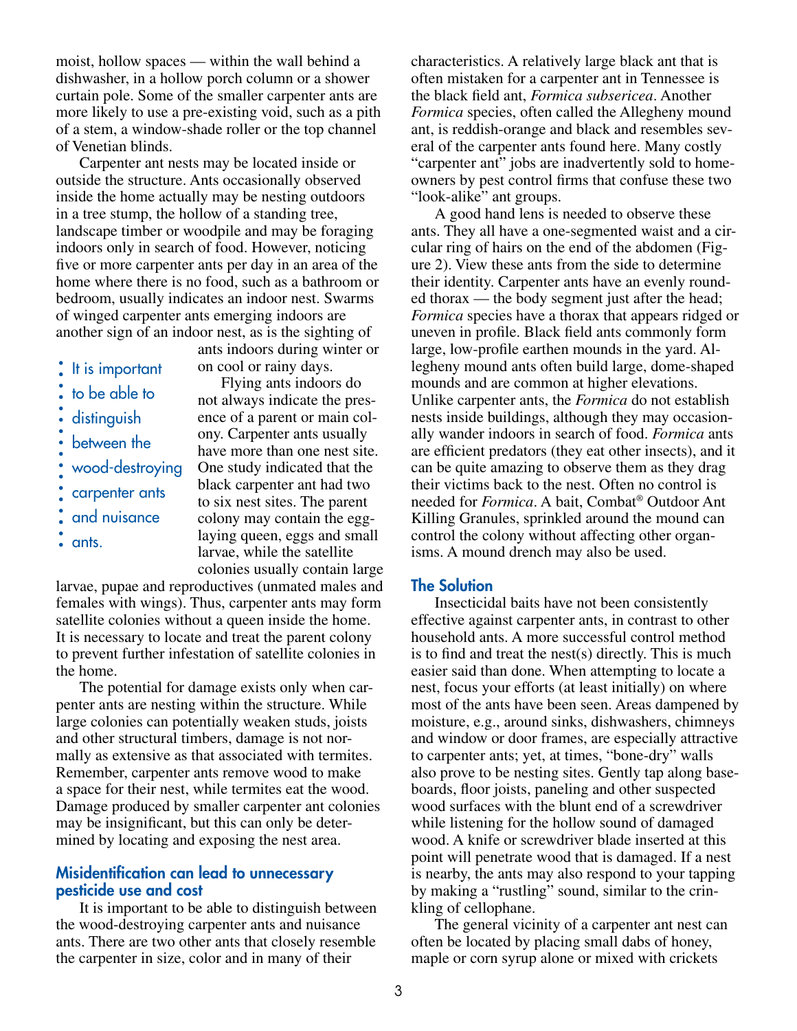moist, hollow spaces — within the wall behind a dishwasher, in a hollow porch column or a shower curtain pole. Some of the smaller carpenter ants are more likely to use a pre-existing void, such as a pith of a stem, a window-shade roller or the top channel of Venetian blinds.

Carpenter ant nests may be located inside or outside the structure. Ants occasionally observed inside the home actually may be nesting outdoors in a tree stump, the hollow of a standing tree, landscape timber or woodpile and may be foraging indoors only in search of food. However, noticing five or more carpenter ants per day in an area of the home where there is no food, such as a bathroom or bedroom, usually indicates an indoor nest. Swarms of winged carpenter ants emerging indoors are another sign of an indoor nest, as is the sighting of ants indoors during winter or on cool or rainy days.

> It is important to be able to distinguish between the wood-destroying carpenter ants and nuisance ants.

Flying ants indoors do not always indicate the presence of a parent or main colony. Carpenter ants usually have more than one nest site. One study indicated that the black carpenter ant had two to six nest sites. The parent colony may contain the egg-laying queen, eggs and small larvae, while the satellite colonies usually contain large larvae, pupae and reproductives (unmated males and females with wings). Thus, carpenter ants may form satellite colonies without a queen inside the home. It is necessary to locate and treat the parent colony to prevent further infestation of satellite colonies in the home.

The potential for damage exists only when carpenter ants are nesting within the structure. While large colonies can potentially weaken studs, joists and other structural timbers, damage is not normally as extensive as that associated with termites. Remember, carpenter ants remove wood to make a space for their nest, while termites eat the wood. Damage produced by smaller carpenter ant colonies may be insignificant, but this can only be determined by locating and exposing the nest area.

## Misidentification can lead to unnecessary pesticide use and cost

It is important to be able to distinguish between the wood-destroying carpenter ants and nuisance ants. There are two other ants that closely resemble the carpenter in size, color and in many of their characteristics. A relatively large black ant that is often mistaken for a carpenter ant in Tennessee is the black field ant, *Formica subsericea*. Another *Formica* species, often called the Allegheny mound ant, is reddish-orange and black and resembles several of the carpenter ants found here. Many costly "carpenter ant" jobs are inadvertently sold to homeowners by pest control firms that confuse these two "look-alike" ant groups.

A good hand lens is needed to observe these ants. They all have a one-segmented waist and a circular ring of hairs on the end of the abdomen (Figure 2). View these ants from the side to determine their identity. Carpenter ants have an evenly rounded thorax — the body segment just after the head; *Formica* species have a thorax that appears ridged or uneven in profile. Black field ants commonly form large, low-profile earthen mounds in the yard. Allegheny mound ants often build large, dome-shaped mounds and are common at higher elevations. Unlike carpenter ants, the *Formica* do not establish nests inside buildings, although they may occasionally wander indoors in search of food. *Formica* ants are efficient predators (they eat other insects), and it can be quite amazing to observe them as they drag their victims back to the nest. Often no control is needed for *Formica*. A bait, Combat® Outdoor Ant Killing Granules, sprinkled around the mound can control the colony without affecting other organisms. A mound drench may also be used.

## The Solution

Insecticidal baits have not been consistently effective against carpenter ants, in contrast to other household ants. A more successful control method is to find and treat the nest(s) directly. This is much easier said than done. When attempting to locate a nest, focus your efforts (at least initially) on where most of the ants have been seen. Areas dampened by moisture, e.g., around sinks, dishwashers, chimneys and window or door frames, are especially attractive to carpenter ants; yet, at times, "bone-dry" walls also prove to be nesting sites. Gently tap along baseboards, floor joists, paneling and other suspected wood surfaces with the blunt end of a screwdriver while listening for the hollow sound of damaged wood. A knife or screwdriver blade inserted at this point will penetrate wood that is damaged. If a nest is nearby, the ants may also respond to your tapping by making a "rustling" sound, similar to the crinkling of cellophane.

The general vicinity of a carpenter ant nest can often be located by placing small dabs of honey, maple or corn syrup alone or mixed with crickets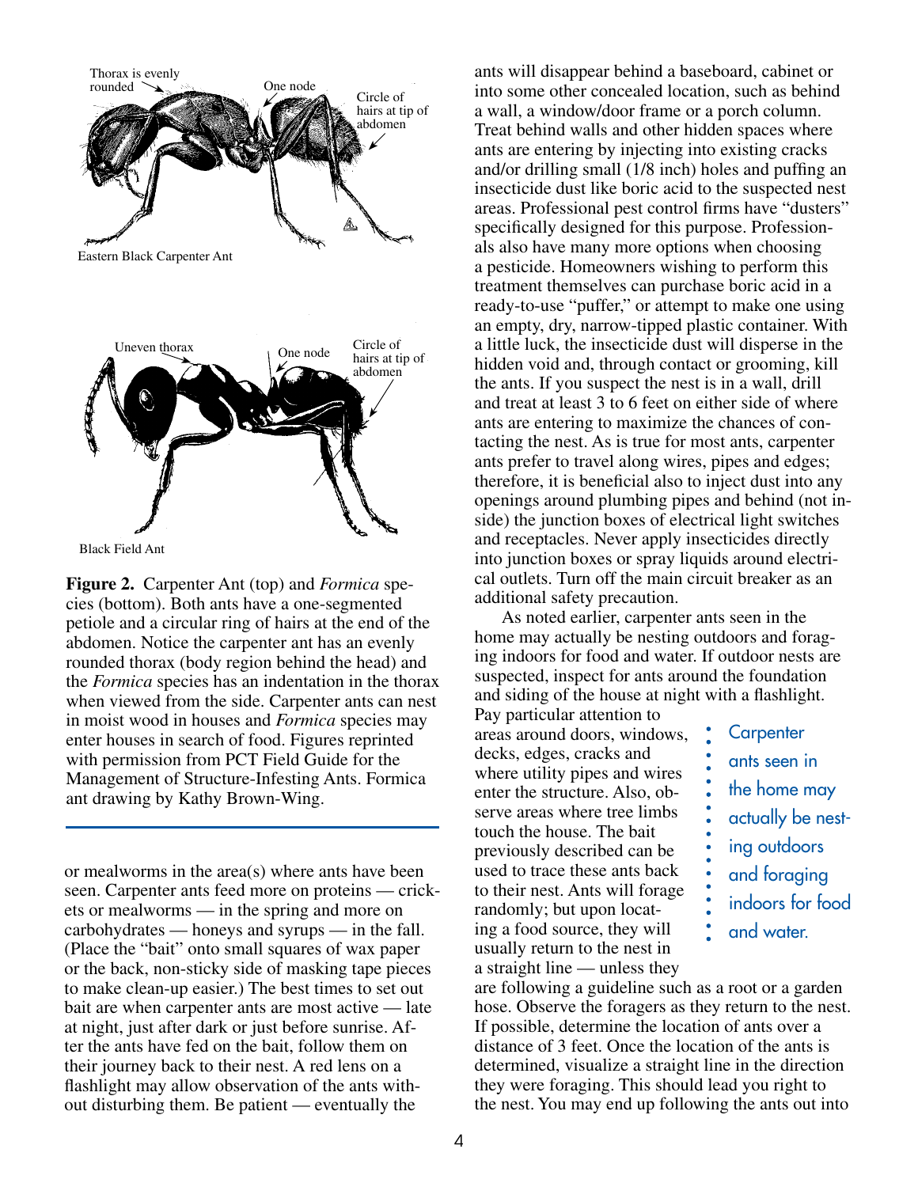Thorax is evenly rounded

One node

Circle of hairs at tip of abdomen

Eastern Black Carpenter Ant

Uneven thorax

One node

Circle of hairs at tip of abdomen

Black Field Ant

**Figure 2.** Carpenter Ant (top) and *Formica* species (bottom). Both ants have a one-segmented petiole and a circular ring of hairs at the end of the abdomen. Notice the carpenter ant has an evenly rounded thorax (body region behind the head) and the *Formica* species has an indentation in the thorax when viewed from the side. Carpenter ants can nest in moist wood in houses and *Formica* species may enter houses in search of food. Figures reprinted with permission from PCT Field Guide for the Management of Structure-Infesting Ants. Formica ant drawing by Kathy Brown-Wing.

or mealworms in the area(s) where ants have been seen. Carpenter ants feed more on proteins — crickets or mealworms — in the spring and more on carbohydrates — honeys and syrups — in the fall. (Place the "bait" onto small squares of wax paper or the back, non-sticky side of masking tape pieces to make clean-up easier.) The best times to set out bait are when carpenter ants are most active — late at night, just after dark or just before sunrise. After the ants have fed on the bait, follow them on their journey back to their nest. A red lens on a flashlight may allow observation of the ants without disturbing them. Be patient — eventually the ants will disappear behind a baseboard, cabinet or into some other concealed location, such as behind a wall, a window/door frame or a porch column. Treat behind walls and other hidden spaces where ants are entering by injecting into existing cracks and/or drilling small (1/8 inch) holes and puffing an insecticide dust like boric acid to the suspected nest areas. Professional pest control firms have "dusters" specifically designed for this purpose. Professionals also have many more options when choosing a pesticide. Homeowners wishing to perform this treatment themselves can purchase boric acid in a ready-to-use "puffer," or attempt to make one using an empty, dry, narrow-tipped plastic container. With a little luck, the insecticide dust will disperse in the hidden void and, through contact or grooming, kill the ants. If you suspect the nest is in a wall, drill and treat at least 3 to 6 feet on either side of where ants are entering to maximize the chances of contacting the nest. As is true for most ants, carpenter ants prefer to travel along wires, pipes and edges; therefore, it is beneficial also to inject dust into any openings around plumbing pipes and behind (not inside) the junction boxes of electrical light switches and receptacles. Never apply insecticides directly into junction boxes or spray liquids around electrical outlets. Turn off the main circuit breaker as an additional safety precaution.

As noted earlier, carpenter ants seen in the home may actually be nesting outdoors and foraging indoors for food and water. If outdoor nests are suspected, inspect for ants around the foundation and siding of the house at night with a flashlight. Pay particular attention to areas around doors, windows, decks, edges, cracks and where utility pipes and wires enter the structure. Also, observe areas where tree limbs touch the house. The bait previously described can be used to trace these ants back to their nest. Ants will forage randomly; but upon locating a food source, they will usually return to the nest in a straight line — unless they are following a guideline such as a root or a garden hose. Observe the foragers as they return to the nest. If possible, determine the location of ants over a distance of 3 feet. Once the location of the ants is determined, visualize a straight line in the direction they were foraging. This should lead you right to the nest. You may end up following the ants out into

> Carpenter ants seen in the home may actually be nesting outdoors and foraging indoors for food and water.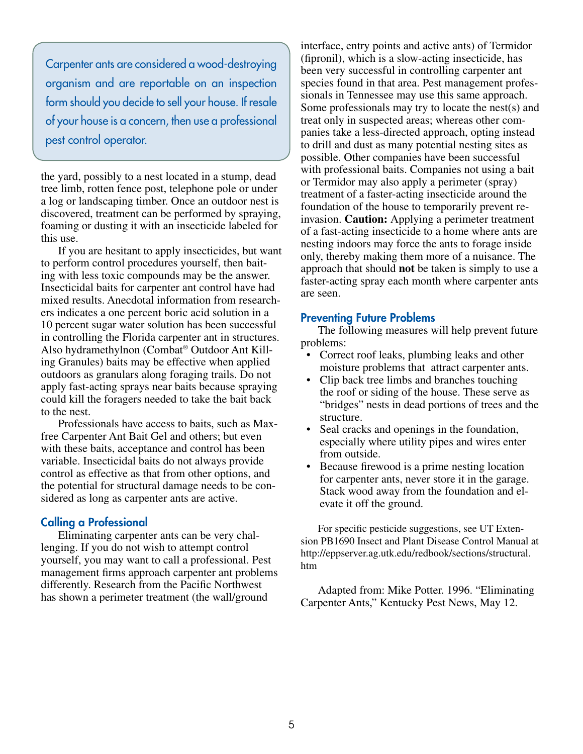> Carpenter ants are considered a wood-destroying organism and are reportable on an inspection form should you decide to sell your house. If resale of your house is a concern, then use a professional pest control operator.

the yard, possibly to a nest located in a stump, dead tree limb, rotten fence post, telephone pole or under a log or landscaping timber. Once an outdoor nest is discovered, treatment can be performed by spraying, foaming or dusting it with an insecticide labeled for this use.

If you are hesitant to apply insecticides, but want to perform control procedures yourself, then baiting with less toxic compounds may be the answer. Insecticidal baits for carpenter ant control have had mixed results. Anecdotal information from researchers indicates a one percent boric acid solution in a 10 percent sugar water solution has been successful in controlling the Florida carpenter ant in structures. Also hydramethylnon (Combat® Outdoor Ant Killing Granules) baits may be effective when applied outdoors as granulars along foraging trails. Do not apply fast-acting sprays near baits because spraying could kill the foragers needed to take the bait back to the nest.

Professionals have access to baits, such as Maxfree Carpenter Ant Bait Gel and others; but even with these baits, acceptance and control has been variable. Insecticidal baits do not always provide control as effective as that from other options, and the potential for structural damage needs to be considered as long as carpenter ants are active.

## Calling a Professional

Eliminating carpenter ants can be very challenging. If you do not wish to attempt control yourself, you may want to call a professional. Pest management firms approach carpenter ant problems differently. Research from the Pacific Northwest has shown a perimeter treatment (the wall/ground interface, entry points and active ants) of Termidor (fipronil), which is a slow-acting insecticide, has been very successful in controlling carpenter ant species found in that area. Pest management professionals in Tennessee may use this same approach. Some professionals may try to locate the nest(s) and treat only in suspected areas; whereas other companies take a less-directed approach, opting instead to drill and dust as many potential nesting sites as possible. Other companies have been successful with professional baits. Companies not using a bait or Termidor may also apply a perimeter (spray) treatment of a faster-acting insecticide around the foundation of the house to temporarily prevent re-invasion. **Caution:** Applying a perimeter treatment of a fast-acting insecticide to a home where ants are nesting indoors may force the ants to forage inside only, thereby making them more of a nuisance. The approach that should **not** be taken is simply to use a faster-acting spray each month where carpenter ants are seen.

## Preventing Future Problems

The following measures will help prevent future problems:

- Correct roof leaks, plumbing leaks and other moisture problems that attract carpenter ants.
- Clip back tree limbs and branches touching the roof or siding of the house. These serve as "bridges" nests in dead portions of trees and the structure.
- Seal cracks and openings in the foundation, especially where utility pipes and wires enter from outside.
- Because firewood is a prime nesting location for carpenter ants, never store it in the garage. Stack wood away from the foundation and elevate it off the ground.

For specific pesticide suggestions, see UT Extension PB1690 Insect and Plant Disease Control Manual at http://eppserver.ag.utk.edu/redbook/sections/structural.htm

Adapted from: Mike Potter. 1996. "Eliminating Carpenter Ants," Kentucky Pest News, May 12.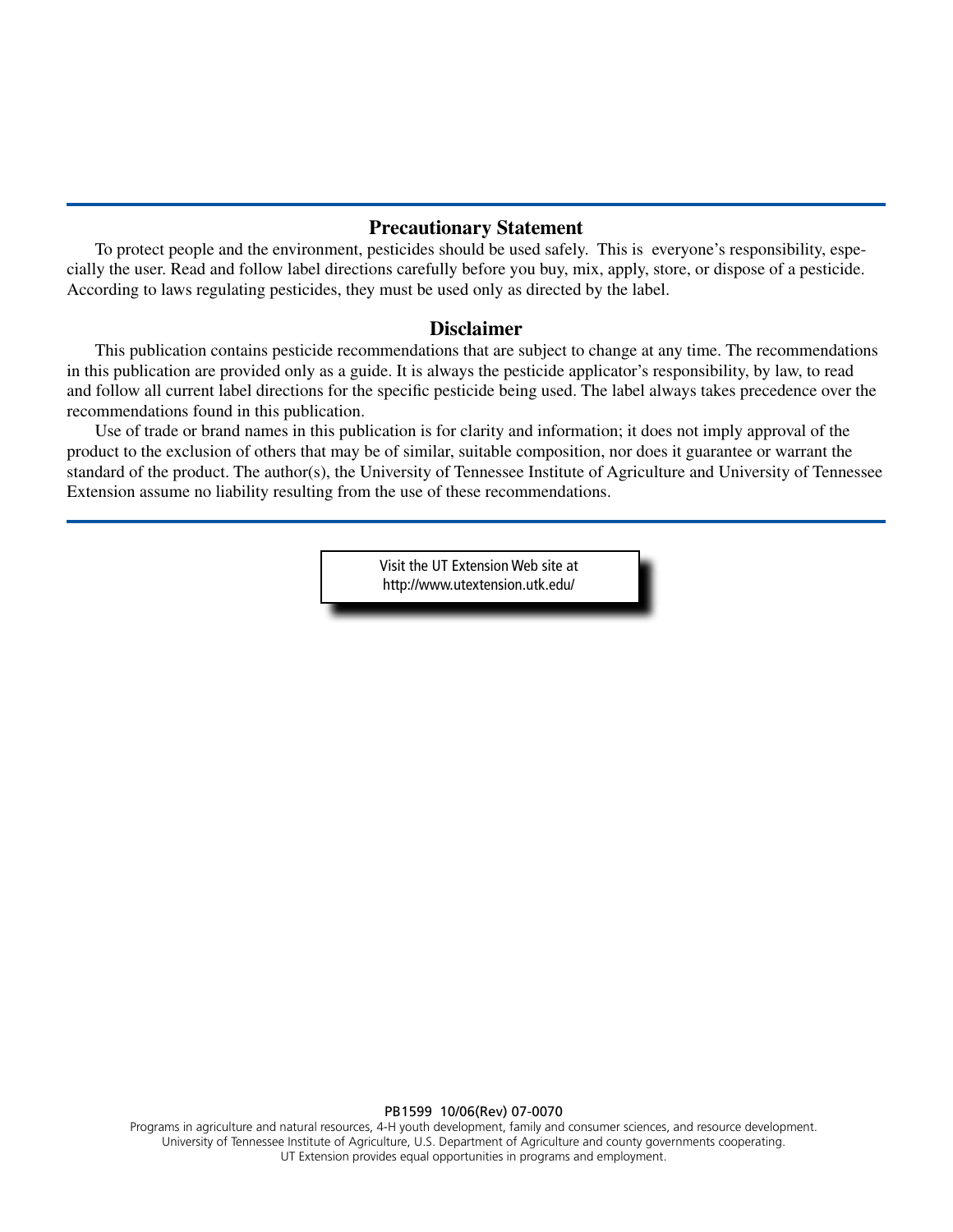## Precautionary Statement

To protect people and the environment, pesticides should be used safely. This is everyone's responsibility, especially the user. Read and follow label directions carefully before you buy, mix, apply, store, or dispose of a pesticide. According to laws regulating pesticides, they must be used only as directed by the label.

## Disclaimer

This publication contains pesticide recommendations that are subject to change at any time. The recommendations in this publication are provided only as a guide. It is always the pesticide applicator's responsibility, by law, to read and follow all current label directions for the specific pesticide being used. The label always takes precedence over the recommendations found in this publication.

Use of trade or brand names in this publication is for clarity and information; it does not imply approval of the product to the exclusion of others that may be of similar, suitable composition, nor does it guarantee or warrant the standard of the product. The author(s), the University of Tennessee Institute of Agriculture and University of Tennessee Extension assume no liability resulting from the use of these recommendations.

Visit the UT Extension Web site at
http://www.utextension.utk.edu/

PB1599 10/06(Rev) 07-0070

Programs in agriculture and natural resources, 4-H youth development, family and consumer sciences, and resource development.
University of Tennessee Institute of Agriculture, U.S. Department of Agriculture and county governments cooperating.
UT Extension provides equal opportunities in programs and employment.